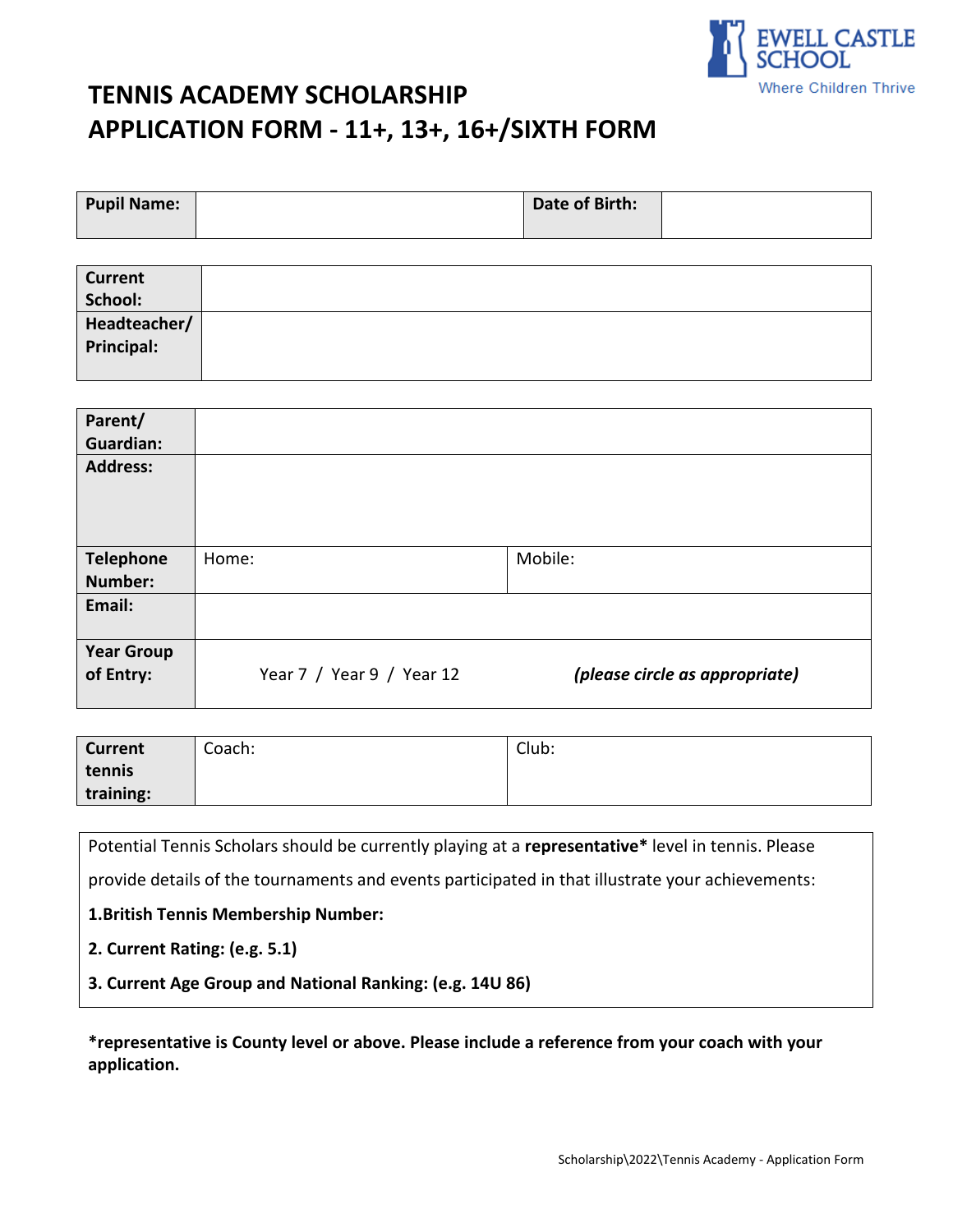EWELL CASTLE SCHOOL
Where Children Thrive

# TENNIS ACADEMY SCHOLARSHIP APPLICATION FORM - 11+, 13+, 16+/SIXTH FORM

| **Pupil Name:** | | **Date of Birth:** | |
|---|---|---|---|

| **Current School:** | |
|---|---|
| **Headteacher/ Principal:** | |

| **Parent/ Guardian:** | | |
|---|---|---|
| **Address:** | | |
| **Telephone Number:** | Home: | Mobile: |
| **Email:** | | |
| **Year Group of Entry:** | Year 7 / Year 9 / Year 12 | ***(please circle as appropriate)*** |

| **Current tennis training:** | Coach: | Club: |
|---|---|---|

Potential Tennis Scholars should be currently playing at a **representative*** level in tennis. Please provide details of the tournaments and events participated in that illustrate your achievements:

**1.British Tennis Membership Number:**

**2. Current Rating: (e.g. 5.1)**

**3. Current Age Group and National Ranking: (e.g. 14U 86)**

***representative is County level or above. Please include a reference from your coach with your application.**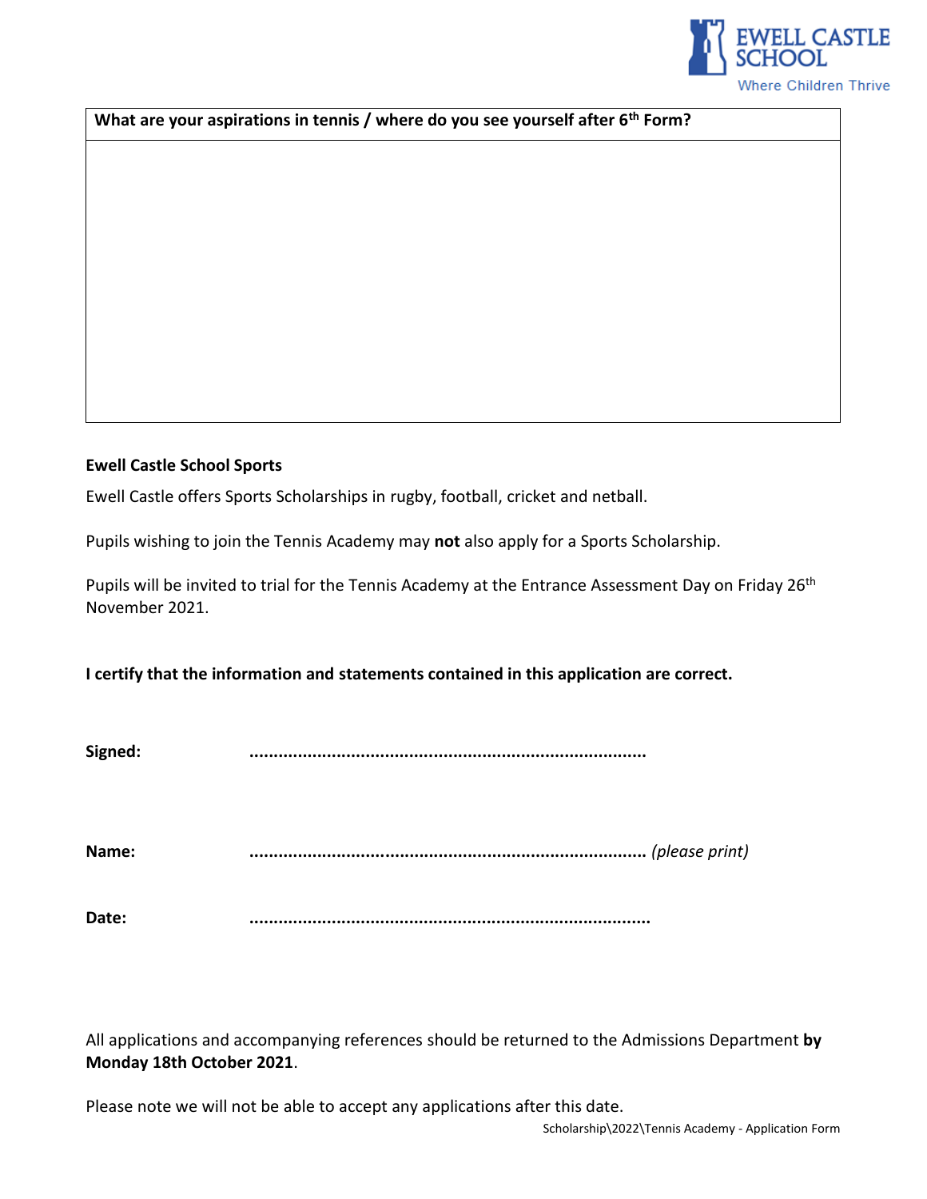| What are your aspirations in tennis / where do you see yourself after 6th Form? |
| --- |
| |

**Ewell Castle School Sports**

Ewell Castle offers Sports Scholarships in rugby, football, cricket and netball.

Pupils wishing to join the Tennis Academy may **not** also apply for a Sports Scholarship.

Pupils will be invited to trial for the Tennis Academy at the Entrance Assessment Day on Friday 26th November 2021.

**I certify that the information and statements contained in this application are correct.**

**Signed:** ..................................................................................

**Name:** .................................................................................. *(please print)*

**Date:** ..................................................................................

All applications and accompanying references should be returned to the Admissions Department **by Monday 18th October 2021**.

Please note we will not be able to accept any applications after this date.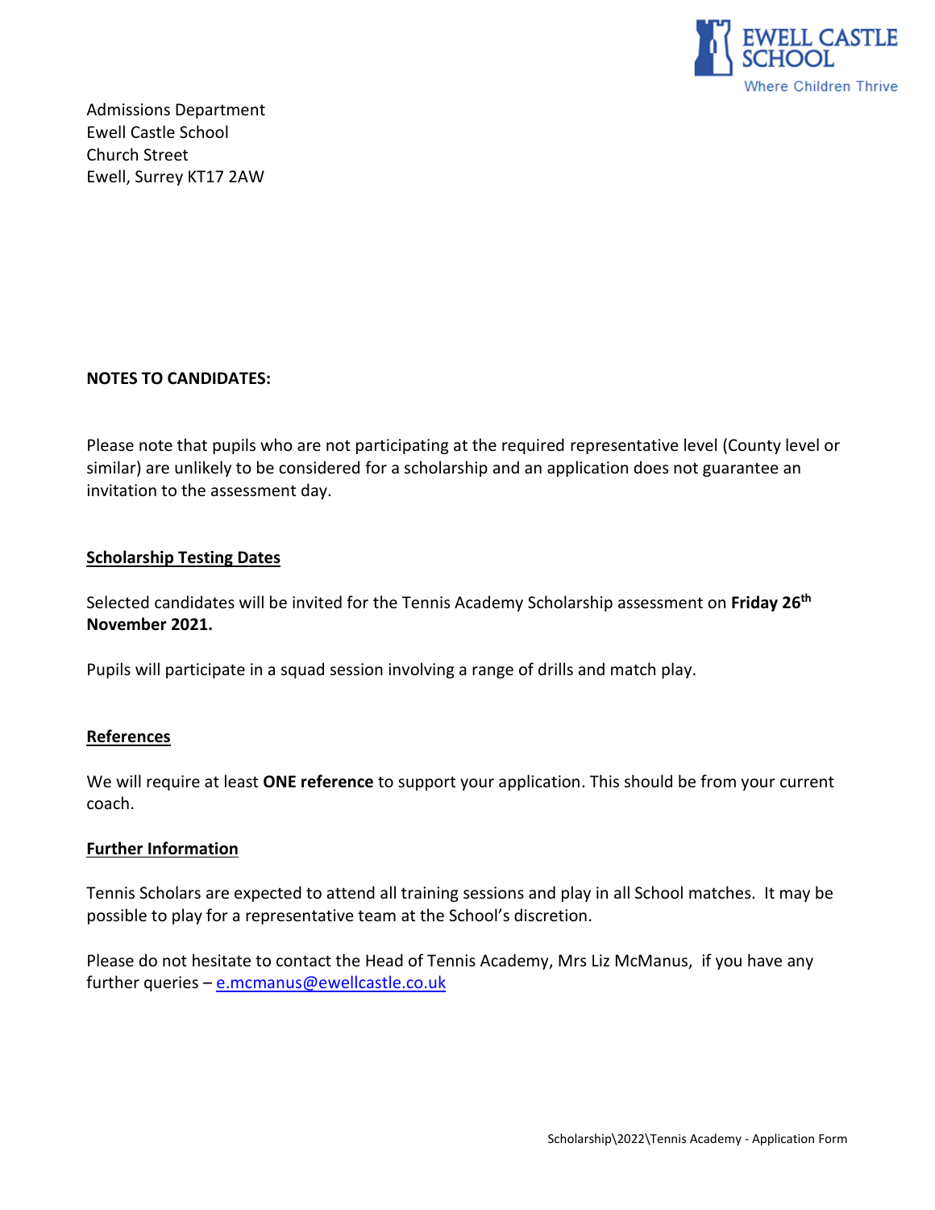Admissions Department
Ewell Castle School
Church Street
Ewell, Surrey KT17 2AW

**NOTES TO CANDIDATES:**

Please note that pupils who are not participating at the required representative level (County level or similar) are unlikely to be considered for a scholarship and an application does not guarantee an invitation to the assessment day.

**Scholarship Testing Dates**

Selected candidates will be invited for the Tennis Academy Scholarship assessment on **Friday 26th November 2021.**

Pupils will participate in a squad session involving a range of drills and match play.

**References**

We will require at least **ONE reference** to support your application. This should be from your current coach.

**Further Information**

Tennis Scholars are expected to attend all training sessions and play in all School matches. It may be possible to play for a representative team at the School's discretion.

Please do not hesitate to contact the Head of Tennis Academy, Mrs Liz McManus, if you have any further queries – e.mcmanus@ewellcastle.co.uk